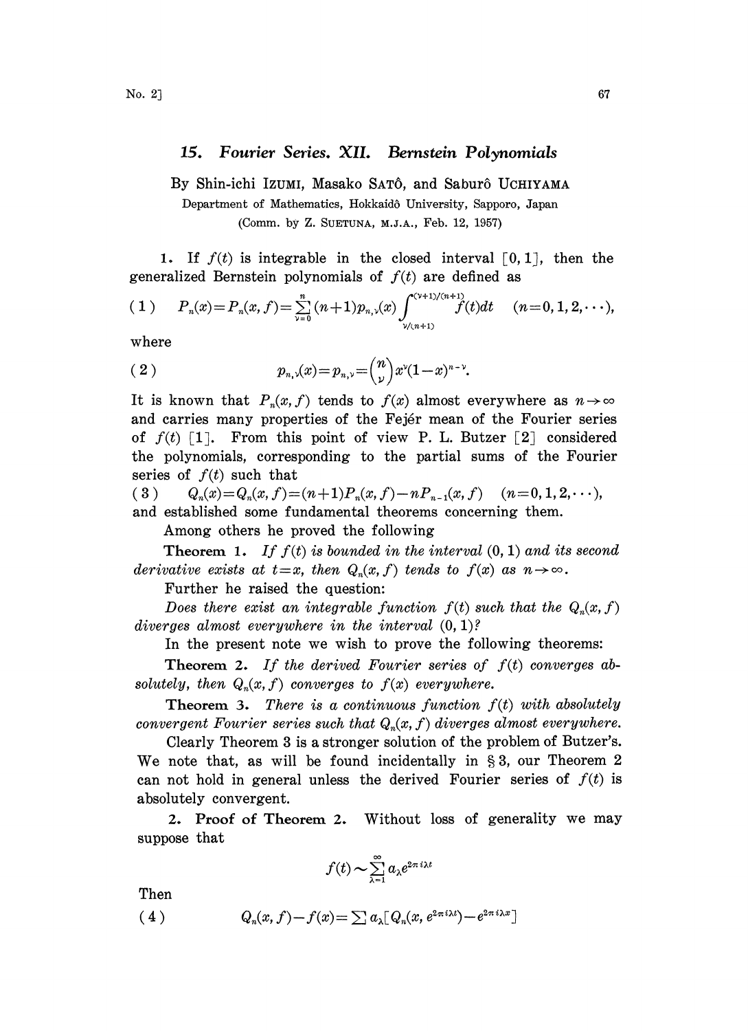## 15. Fourier Series. XII. Bernstein Polynomials

By Shin-ichi IZUMI, Masako SATÔ, and Saburô UCHIYAMA

Department of Mathematics, Hokkaidô University, Sapporo, Japan

(Comm. by Z. SUETUNA, M.J.A., Feb. 12, 1957)

1. If $f(t)$ is integrable in the closed interval $[0, 1]$, then the generalized Bernstein polynomials of $f(t)$ are defined as

$$(1) \qquad P_n(x) = P_n(x, f) = \sum_{\nu=0}^{n} (n+1) p_{n,\nu}(x) \int_{\nu/(n+1)}^{(\nu+1)/(n+1)} f(t) dt \qquad (n = 0, 1, 2, \cdots),$$

where

$$(2) \qquad p_{n,\nu}(x) = p_{n,\nu} = \binom{n}{\nu} x^{\nu} (1-x)^{n-\nu}.$$

It is known that $P_n(x, f)$ tends to $f(x)$ almost everywhere as $n \to \infty$ and carries many properties of the Fejér mean of the Fourier series of $f(t)$ [1]. From this point of view P. L. Butzer [2] considered the polynomials, corresponding to the partial sums of the Fourier series of $f(t)$ such that

$$(3) \qquad Q_n(x) = Q_n(x, f) = (n+1) P_n(x, f) - n P_{n-1}(x, f) \qquad (n = 0, 1, 2, \cdots),$$

and established some fundamental theorems concerning them.

Among others he proved the following

**Theorem 1.** *If $f(t)$ is bounded in the interval $(0, 1)$ and its second derivative exists at $t = x$, then $Q_n(x, f)$ tends to $f(x)$ as $n \to \infty$.*

Further he raised the question:

*Does there exist an integrable function $f(t)$ such that the $Q_n(x, f)$ diverges almost everywhere in the interval $(0, 1)$?*

In the present note we wish to prove the following theorems:

**Theorem 2.** *If the derived Fourier series of $f(t)$ converges absolutely, then $Q_n(x, f)$ converges to $f(x)$ everywhere.*

**Theorem 3.** *There is a continuous function $f(t)$ with absolutely convergent Fourier series such that $Q_n(x, f)$ diverges almost everywhere.*

Clearly Theorem 3 is a stronger solution of the problem of Butzer's. We note that, as will be found incidentally in § 3, our Theorem 2 can not hold in general unless the derived Fourier series of $f(t)$ is absolutely convergent.

2. **Proof of Theorem 2.** Without loss of generality we may suppose that

$$f(t) \sim \sum_{\lambda=1}^{\infty} a_\lambda e^{2\pi i \lambda t}$$

Then

$$(4) \qquad Q_n(x, f) - f(x) = \sum a_\lambda [Q_n(x, e^{2\pi i \lambda t}) - e^{2\pi i \lambda x}]$$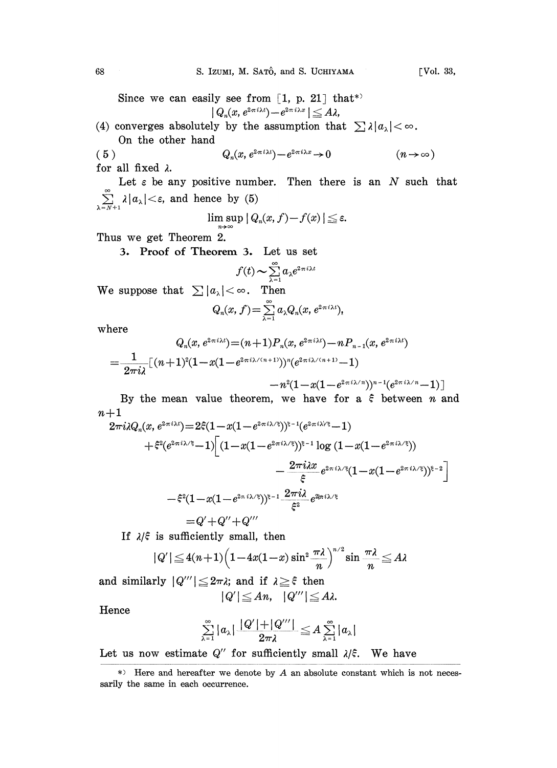Since we can easily see from [1, p. 21] that*)

$$|Q_n(x, e^{2\pi i\lambda t}) - e^{2\pi i\lambda x}| \leqq A\lambda,$$

(4) converges absolutely by the assumption that $\sum \lambda |a_\lambda| < \infty$.

On the other hand

$$(5) \qquad Q_n(x, e^{2\pi i\lambda t}) - e^{2\pi i\lambda x} \to 0 \qquad (n \to \infty)$$

for all fixed $\lambda$.

Let $\varepsilon$ be any positive number. Then there is an $N$ such that $\sum_{\lambda=N+1}^{\infty} \lambda |a_\lambda| < \varepsilon$, and hence by (5)

$$\limsup_{n\to\infty} |Q_n(x, f) - f(x)| \leqq \varepsilon.$$

Thus we get Theorem 2.

**3. Proof of Theorem 3.** Let us set

$$f(t) \sim \sum_{\lambda=1}^{\infty} a_\lambda e^{2\pi i\lambda t}$$

We suppose that $\sum |a_\lambda| < \infty$. Then

$$Q_n(x, f) = \sum_{\lambda=1}^{\infty} a_\lambda Q_n(x, e^{2\pi i\lambda t}),$$

where

$$Q_n(x, e^{2\pi i\lambda t}) = (n+1)P_n(x, e^{2\pi i\lambda t}) - nP_{n-1}(x, e^{2\pi i\lambda t})$$

$$= \frac{1}{2\pi i\lambda}[(n+1)^2(1 - x(1 - e^{2\pi i\lambda/(n+1)}))^n (e^{2\pi i\lambda/(n+1)} - 1)$$

$$- n^2(1 - x(1 - e^{2\pi i\lambda/n}))^{n-1}(e^{2\pi i\lambda/n} - 1)]$$

By the mean value theorem, we have for a $\xi$ between $n$ and $n+1$

$$2\pi i\lambda Q_n(x, e^{2\pi i\lambda t}) = 2\xi(1 - x(1 - e^{2\pi i\lambda/\xi}))^{\xi-1}(e^{2\pi i\lambda/\xi} - 1)$$

$$+ \xi^2(e^{2\pi i\lambda/\xi} - 1)\Big[(1 - x(1 - e^{2\pi i\lambda/\xi}))^{\xi-1} \log(1 - x(1 - e^{2\pi i\lambda/\xi}))$$

$$- \frac{2\pi i\lambda x}{\xi} e^{2\pi i\lambda/\xi}(1 - x(1 - e^{2\pi i\lambda/\xi}))^{\xi-2}\Big]$$

$$- \xi^2(1 - x(1 - e^{2\pi i\lambda/\xi}))^{\xi-1} \frac{2\pi i\lambda}{\xi^2} e^{2\pi i\lambda/\xi}$$

$$= Q' + Q'' + Q'''$$

If $\lambda/\xi$ is sufficiently small, then

$$|Q'| \leqq 4(n+1)\Big(1 - 4x(1-x)\sin^2\frac{\pi\lambda}{n}\Big)^{n/2} \sin\frac{\pi\lambda}{n} \leqq A\lambda$$

and similarly $|Q'''| \leqq 2\pi\lambda$; and if $\lambda \geqq \xi$ then

$$|Q'| \leqq An, \quad |Q'''| \leqq A\lambda.$$

Hence

$$\sum_{\lambda=1}^{\infty} |a_\lambda| \frac{|Q'| + |Q'''|}{2\pi\lambda} \leqq A \sum_{\lambda=1}^{\infty} |a_\lambda|$$

Let us now estimate $Q''$ for sufficiently small $\lambda/\xi$. We have

---

*) Here and hereafter we denote by $A$ an absolute constant which is not necessarily the same in each occurrence.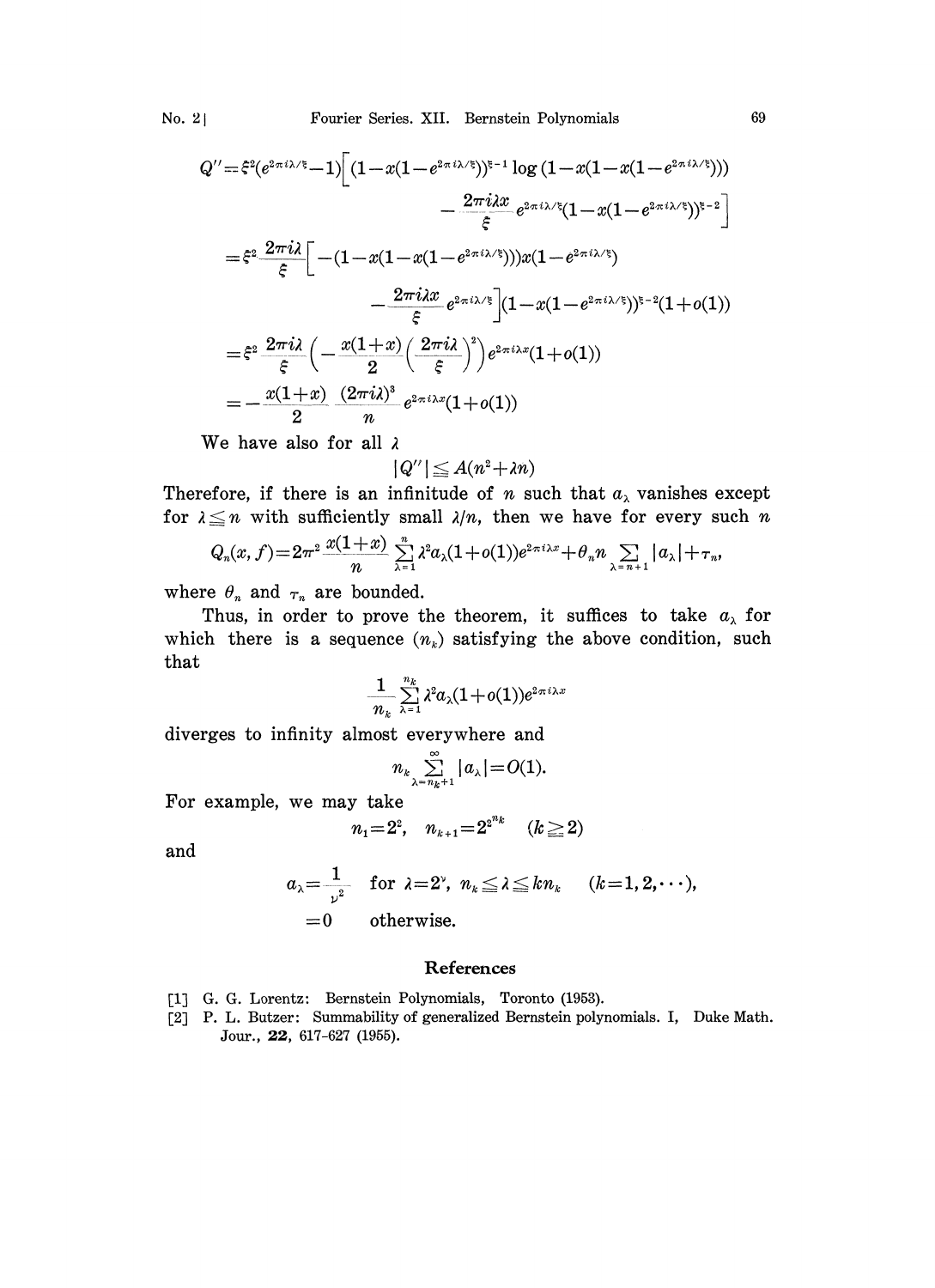$$
\begin{aligned}
Q'' &= \xi^2(e^{2\pi i\lambda/\xi}-1)\Big[(1-x(1-e^{2\pi i\lambda/\xi}))^{\xi-1}\log(1-x(1-x(1-e^{2\pi i\lambda/\xi}))) \\
&\qquad\qquad -\frac{2\pi i\lambda x}{\xi}e^{2\pi i\lambda/\xi}(1-x(1-e^{2\pi i\lambda/\xi}))^{\xi-2}\Big] \\
&= \xi^2\frac{2\pi i\lambda}{\xi}\Big[-(1-x(1-x(1-e^{2\pi i\lambda/\xi})))x(1-e^{2\pi i\lambda/\xi}) \\
&\qquad\qquad -\frac{2\pi i\lambda x}{\xi}e^{2\pi i\lambda/\xi}\Big](1-x(1-e^{2\pi i\lambda/\xi}))^{\xi-2}(1+o(1)) \\
&= \xi^2\frac{2\pi i\lambda}{\xi}\Big(-\frac{x(1+x)}{2}\Big(\frac{2\pi i\lambda}{\xi}\Big)^2\Big)e^{2\pi i\lambda x}(1+o(1)) \\
&= -\frac{x(1+x)}{2}\frac{(2\pi i\lambda)^3}{n}e^{2\pi i\lambda x}(1+o(1))
\end{aligned}
$$

We have also for all $\lambda$

$$|Q''| \leqq A(n^2+\lambda n)$$

Therefore, if there is an infinitude of $n$ such that $a_\lambda$ vanishes except for $\lambda \leqq n$ with sufficiently small $\lambda/n$, then we have for every such $n$

$$Q_n(x,f)=2\pi^2\frac{x(1+x)}{n}\sum_{\lambda=1}^{n}\lambda^2 a_\lambda(1+o(1))e^{2\pi i\lambda x}+\theta_n n\sum_{\lambda=n+1}|a_\lambda|+\tau_n,$$

where $\theta_n$ and $\tau_n$ are bounded.

Thus, in order to prove the theorem, it suffices to take $a_\lambda$ for which there is a sequence $(n_k)$ satisfying the above condition, such that

$$\frac{1}{n_k}\sum_{\lambda=1}^{n_k}\lambda^2 a_\lambda(1+o(1))e^{2\pi i\lambda x}$$

diverges to infinity almost everywhere and

$$n_k\sum_{\lambda=n_k+1}^{\infty}|a_\lambda|=O(1).$$

For example, we may take

$$n_1=2^2,\quad n_{k+1}=2^{2^{n_k}}\quad (k\geqq 2)$$

and

$$
\begin{aligned}
a_\lambda &= \frac{1}{\nu^2} \quad \text{for } \lambda=2^\nu,\ n_k\leqq\lambda\leqq kn_k \quad (k=1,2,\cdots), \\
&= 0 \quad \text{otherwise.}
\end{aligned}
$$

## References

[1] G. G. Lorentz: Bernstein Polynomials, Toronto (1953).

[2] P. L. Butzer: Summability of generalized Bernstein polynomials. I, Duke Math. Jour., **22**, 617-627 (1955).